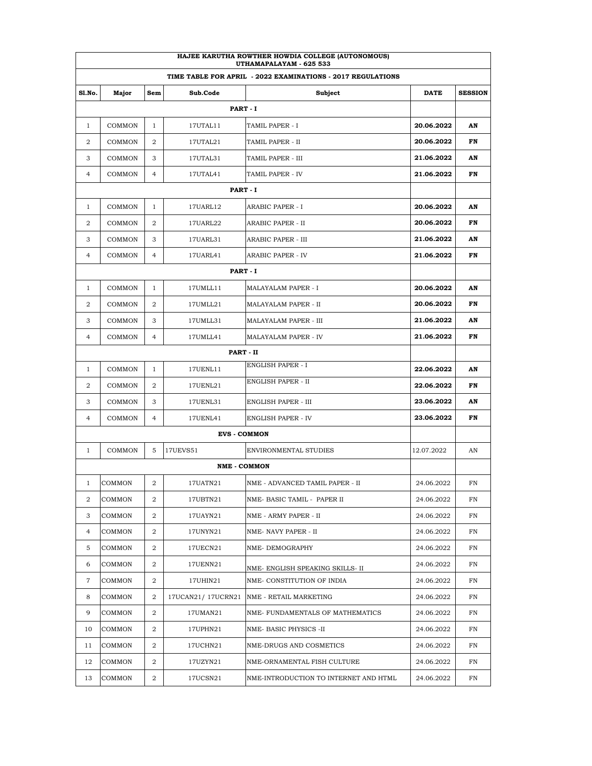# HAJEE KARUTHA ROWTHER HOWDIA COLLEGE (AUTONOMOUS)
## UTHAMAPALAYAM - 625 533

### TIME TABLE FOR APRIL - 2022 EXAMINATIONS - 2017 REGULATIONS

| Sl.No. | Major | Sem | Sub.Code | Subject | DATE | SESSION |
|---|---|---|---|---|---|---|
| | | | | **PART - I** | | |
| 1 | COMMON | 1 | 17UTAL11 | TAMIL PAPER - I | **20.06.2022** | **AN** |
| 2 | COMMON | 2 | 17UTAL21 | TAMIL PAPER - II | **20.06.2022** | **FN** |
| 3 | COMMON | 3 | 17UTAL31 | TAMIL PAPER - III | **21.06.2022** | **AN** |
| 4 | COMMON | 4 | 17UTAL41 | TAMIL PAPER - IV | **21.06.2022** | **FN** |
| | | | | **PART - I** | | |
| 1 | COMMON | 1 | 17UARL12 | ARABIC PAPER - I | **20.06.2022** | **AN** |
| 2 | COMMON | 2 | 17UARL22 | ARABIC PAPER - II | **20.06.2022** | **FN** |
| 3 | COMMON | 3 | 17UARL31 | ARABIC PAPER - III | **21.06.2022** | **AN** |
| 4 | COMMON | 4 | 17UARL41 | ARABIC PAPER - IV | **21.06.2022** | **FN** |
| | | | | **PART - I** | | |
| 1 | COMMON | 1 | 17UMLL11 | MALAYALAM PAPER - I | **20.06.2022** | **AN** |
| 2 | COMMON | 2 | 17UMLL21 | MALAYALAM PAPER - II | **20.06.2022** | **FN** |
| 3 | COMMON | 3 | 17UMLL31 | MALAYALAM PAPER - III | **21.06.2022** | **AN** |
| 4 | COMMON | 4 | 17UMLL41 | MALAYALAM PAPER - IV | **21.06.2022** | **FN** |
| | | | | **PART - II** | | |
| 1 | COMMON | 1 | 17UENL11 | ENGLISH PAPER - I | **22.06.2022** | **AN** |
| 2 | COMMON | 2 | 17UENL21 | ENGLISH PAPER - II | **22.06.2022** | **FN** |
| 3 | COMMON | 3 | 17UENL31 | ENGLISH PAPER - III | **23.06.2022** | **AN** |
| 4 | COMMON | 4 | 17UENL41 | ENGLISH PAPER - IV | **23.06.2022** | **FN** |
| | | | | **EVS - COMMON** | | |
| 1 | COMMON | 5 | 17UEVS51 | ENVIRONMENTAL STUDIES | 12.07.2022 | AN |
| | | | | **NME - COMMON** | | |
| 1 | COMMON | 2 | 17UATN21 | NME - ADVANCED TAMIL PAPER - II | 24.06.2022 | FN |
| 2 | COMMON | 2 | 17UBTN21 | NME- BASIC TAMIL - PAPER II | 24.06.2022 | FN |
| 3 | COMMON | 2 | 17UAYN21 | NME - ARMY PAPER - II | 24.06.2022 | FN |
| 4 | COMMON | 2 | 17UNYN21 | NME- NAVY PAPER - II | 24.06.2022 | FN |
| 5 | COMMON | 2 | 17UECN21 | NME- DEMOGRAPHY | 24.06.2022 | FN |
| 6 | COMMON | 2 | 17UENN21 | NME- ENGLISH SPEAKING SKILLS- II | 24.06.2022 | FN |
| 7 | COMMON | 2 | 17UHIN21 | NME- CONSTITUTION OF INDIA | 24.06.2022 | FN |
| 8 | COMMON | 2 | 17UCAN21/ 17UCRN21 | NME - RETAIL MARKETING | 24.06.2022 | FN |
| 9 | COMMON | 2 | 17UMAN21 | NME- FUNDAMENTALS OF MATHEMATICS | 24.06.2022 | FN |
| 10 | COMMON | 2 | 17UPHN21 | NME- BASIC PHYSICS -II | 24.06.2022 | FN |
| 11 | COMMON | 2 | 17UCHN21 | NME-DRUGS AND COSMETICS | 24.06.2022 | FN |
| 12 | COMMON | 2 | 17UZYN21 | NME-ORNAMENTAL FISH CULTURE | 24.06.2022 | FN |
| 13 | COMMON | 2 | 17UCSN21 | NME-INTRODUCTION TO INTERNET AND HTML | 24.06.2022 | FN |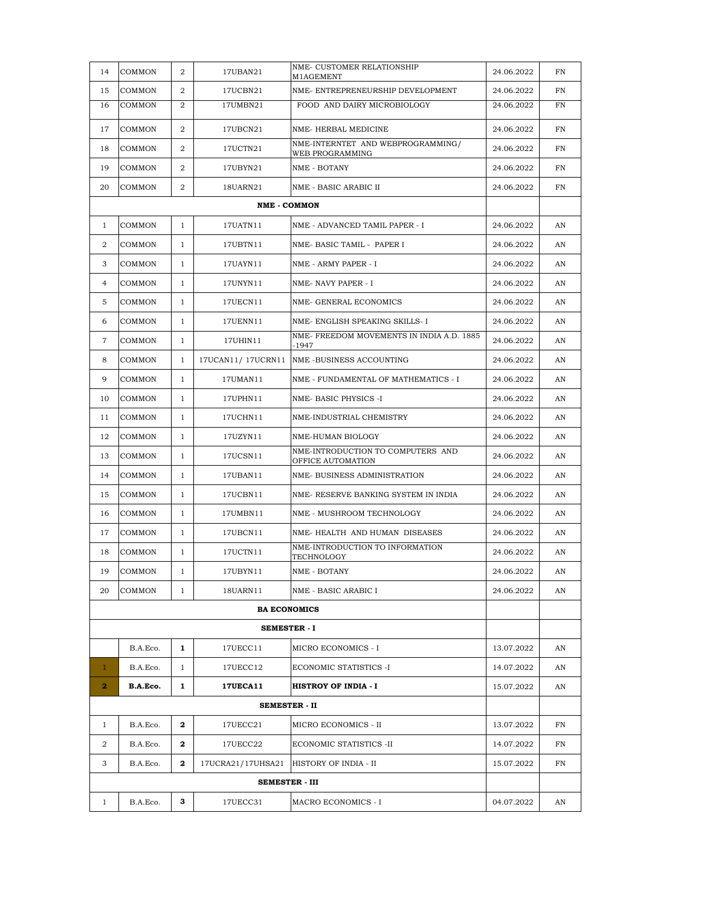| | | | | | | |
|---|---|---|---|---|---|---|
| 14 | COMMON | 2 | 17UBAN21 | NME- CUSTOMER RELATIONSHIP M1AGEMENT | 24.06.2022 | FN |
| 15 | COMMON | 2 | 17UCBN21 | NME- ENTREPRENEURSHIP DEVELOPMENT | 24.06.2022 | FN |
| 16 | COMMON | 2 | 17UMBN21 | FOOD AND DAIRY MICROBIOLOGY | 24.06.2022 | FN |
| 17 | COMMON | 2 | 17UBCN21 | NME- HERBAL MEDICINE | 24.06.2022 | FN |
| 18 | COMMON | 2 | 17UCTN21 | NME-INTERNTET AND WEBPROGRAMMING/ WEB PROGRAMMING | 24.06.2022 | FN |
| 19 | COMMON | 2 | 17UBYN21 | NME - BOTANY | 24.06.2022 | FN |
| 20 | COMMON | 2 | 18UARN21 | NME - BASIC ARABIC II | 24.06.2022 | FN |
| | | | **NME - COMMON** | | | |
| 1 | COMMON | 1 | 17UATN11 | NME - ADVANCED TAMIL PAPER - I | 24.06.2022 | AN |
| 2 | COMMON | 1 | 17UBTN11 | NME- BASIC TAMIL - PAPER I | 24.06.2022 | AN |
| 3 | COMMON | 1 | 17UAYN11 | NME - ARMY PAPER - I | 24.06.2022 | AN |
| 4 | COMMON | 1 | 17UNYN11 | NME- NAVY PAPER - I | 24.06.2022 | AN |
| 5 | COMMON | 1 | 17UECN11 | NME- GENERAL ECONOMICS | 24.06.2022 | AN |
| 6 | COMMON | 1 | 17UENN11 | NME- ENGLISH SPEAKING SKILLS- I | 24.06.2022 | AN |
| 7 | COMMON | 1 | 17UHIN11 | NME- FREEDOM MOVEMENTS IN INDIA A.D. 1885 -1947 | 24.06.2022 | AN |
| 8 | COMMON | 1 | 17UCAN11/ 17UCRN11 | NME -BUSINESS ACCOUNTING | 24.06.2022 | AN |
| 9 | COMMON | 1 | 17UMAN11 | NME - FUNDAMENTAL OF MATHEMATICS - I | 24.06.2022 | AN |
| 10 | COMMON | 1 | 17UPHN11 | NME- BASIC PHYSICS -I | 24.06.2022 | AN |
| 11 | COMMON | 1 | 17UCHN11 | NME-INDUSTRIAL CHEMISTRY | 24.06.2022 | AN |
| 12 | COMMON | 1 | 17UZYN11 | NME-HUMAN BIOLOGY | 24.06.2022 | AN |
| 13 | COMMON | 1 | 17UCSN11 | NME-INTRODUCTION TO COMPUTERS AND OFFICE AUTOMATION | 24.06.2022 | AN |
| 14 | COMMON | 1 | 17UBAN11 | NME- BUSINESS ADMINISTRATION | 24.06.2022 | AN |
| 15 | COMMON | 1 | 17UCBN11 | NME- RESERVE BANKING SYSTEM IN INDIA | 24.06.2022 | AN |
| 16 | COMMON | 1 | 17UMBN11 | NME - MUSHROOM TECHNOLOGY | 24.06.2022 | AN |
| 17 | COMMON | 1 | 17UBCN11 | NME- HEALTH AND HUMAN DISEASES | 24.06.2022 | AN |
| 18 | COMMON | 1 | 17UCTN11 | NME-INTRODUCTION TO INFORMATION TECHNOLOGY | 24.06.2022 | AN |
| 19 | COMMON | 1 | 17UBYN11 | NME - BOTANY | 24.06.2022 | AN |
| 20 | COMMON | 1 | 18UARN11 | NME - BASIC ARABIC I | 24.06.2022 | AN |
| | | | **BA ECONOMICS** | | | |
| | | | **SEMESTER - I** | | | |
| | B.A.Eco. | **1** | 17UECC11 | MICRO ECONOMICS - I | 13.07.2022 | AN |
| 1 | B.A.Eco. | 1 | 17UECC12 | ECONOMIC STATISTICS -I | 14.07.2022 | AN |
| **2** | **B.A.Eco.** | **1** | **17UECA11** | **HISTROY OF INDIA - I** | 15.07.2022 | AN |
| | | | **SEMESTER - II** | | | |
| 1 | B.A.Eco. | **2** | 17UECC21 | MICRO ECONOMICS - II | 13.07.2022 | FN |
| 2 | B.A.Eco. | **2** | 17UECC22 | ECONOMIC STATISTICS -II | 14.07.2022 | FN |
| 3 | B.A.Eco. | **2** | 17UCRA21/17UHSA21 | HISTORY OF INDIA - II | 15.07.2022 | FN |
| | | | **SEMESTER - III** | | | |
| 1 | B.A.Eco. | **3** | 17UECC31 | MACRO ECONOMICS - I | 04.07.2022 | AN |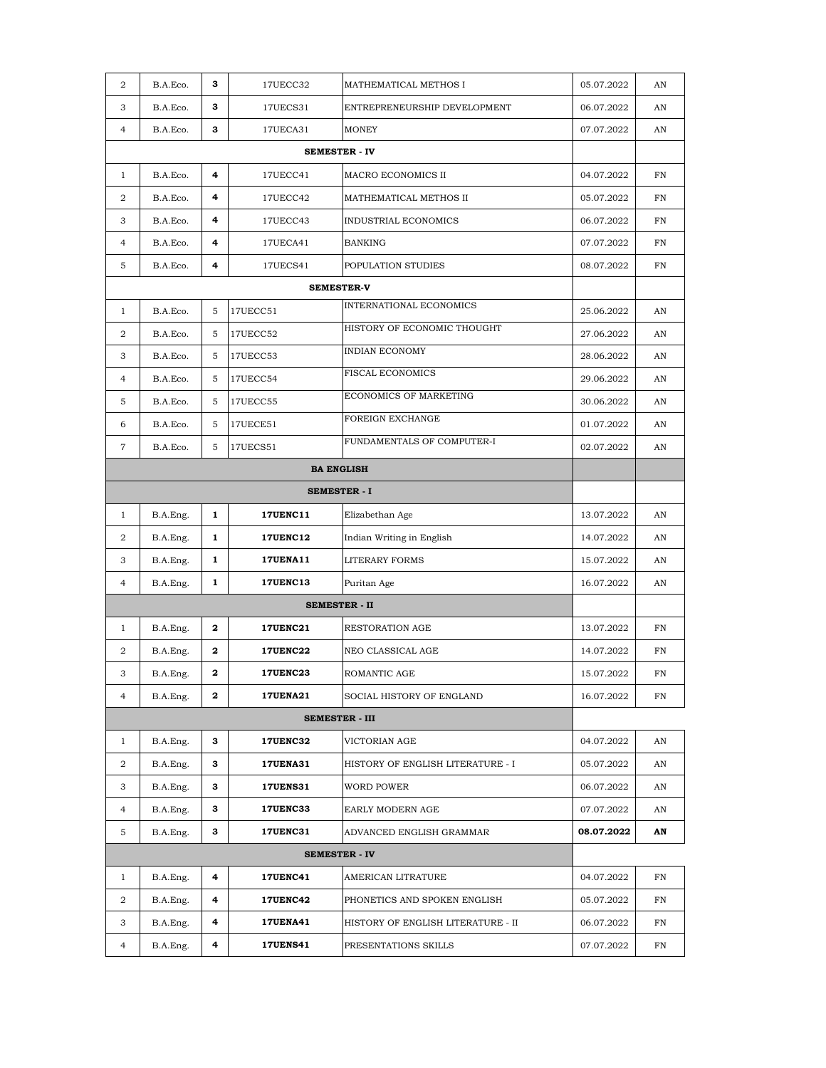| 2 | B.A.Eco. | **3** | 17UECC32 | MATHEMATICAL METHOS I | 05.07.2022 | AN |
|---|---|---|---|---|---|---|
| 3 | B.A.Eco. | **3** | 17UECS31 | ENTREPRENEURSHIP DEVELOPMENT | 06.07.2022 | AN |
| 4 | B.A.Eco. | **3** | 17UECA31 | MONEY | 07.07.2022 | AN |
| | | | | **SEMESTER - IV** | | |
| 1 | B.A.Eco. | **4** | 17UECC41 | MACRO ECONOMICS II | 04.07.2022 | FN |
| 2 | B.A.Eco. | **4** | 17UECC42 | MATHEMATICAL METHOS II | 05.07.2022 | FN |
| 3 | B.A.Eco. | **4** | 17UECC43 | INDUSTRIAL ECONOMICS | 06.07.2022 | FN |
| 4 | B.A.Eco. | **4** | 17UECA41 | BANKING | 07.07.2022 | FN |
| 5 | B.A.Eco. | **4** | 17UECS41 | POPULATION STUDIES | 08.07.2022 | FN |
| | | | | **SEMESTER-V** | | |
| 1 | B.A.Eco. | 5 | 17UECC51 | INTERNATIONAL ECONOMICS | 25.06.2022 | AN |
| 2 | B.A.Eco. | 5 | 17UECC52 | HISTORY OF ECONOMIC THOUGHT | 27.06.2022 | AN |
| 3 | B.A.Eco. | 5 | 17UECC53 | INDIAN ECONOMY | 28.06.2022 | AN |
| 4 | B.A.Eco. | 5 | 17UECC54 | FISCAL ECONOMICS | 29.06.2022 | AN |
| 5 | B.A.Eco. | 5 | 17UECC55 | ECONOMICS OF MARKETING | 30.06.2022 | AN |
| 6 | B.A.Eco. | 5 | 17UECE51 | FOREIGN EXCHANGE | 01.07.2022 | AN |
| 7 | B.A.Eco. | 5 | 17UECS51 | FUNDAMENTALS OF COMPUTER-I | 02.07.2022 | AN |
| | | | | **BA ENGLISH** | | |
| | | | | **SEMESTER - I** | | |
| 1 | B.A.Eng. | **1** | **17UENC11** | Elizabethan Age | 13.07.2022 | AN |
| 2 | B.A.Eng. | **1** | **17UENC12** | Indian Writing in English | 14.07.2022 | AN |
| 3 | B.A.Eng. | **1** | **17UENA11** | LITERARY FORMS | 15.07.2022 | AN |
| 4 | B.A.Eng. | **1** | **17UENC13** | Puritan Age | 16.07.2022 | AN |
| | | | | **SEMESTER - II** | | |
| 1 | B.A.Eng. | **2** | **17UENC21** | RESTORATION AGE | 13.07.2022 | FN |
| 2 | B.A.Eng. | **2** | **17UENC22** | NEO CLASSICAL AGE | 14.07.2022 | FN |
| 3 | B.A.Eng. | **2** | **17UENC23** | ROMANTIC AGE | 15.07.2022 | FN |
| 4 | B.A.Eng. | **2** | **17UENA21** | SOCIAL HISTORY OF ENGLAND | 16.07.2022 | FN |
| | | | | **SEMESTER - III** | | |
| 1 | B.A.Eng. | **3** | **17UENC32** | VICTORIAN AGE | 04.07.2022 | AN |
| 2 | B.A.Eng. | **3** | **17UENA31** | HISTORY OF ENGLISH LITERATURE - I | 05.07.2022 | AN |
| 3 | B.A.Eng. | **3** | **17UENS31** | WORD POWER | 06.07.2022 | AN |
| 4 | B.A.Eng. | **3** | **17UENC33** | EARLY MODERN AGE | 07.07.2022 | AN |
| 5 | B.A.Eng. | **3** | **17UENC31** | ADVANCED ENGLISH GRAMMAR | **08.07.2022** | **AN** |
| | | | | **SEMESTER - IV** | | |
| 1 | B.A.Eng. | **4** | **17UENC41** | AMERICAN LITRATURE | 04.07.2022 | FN |
| 2 | B.A.Eng. | **4** | **17UENC42** | PHONETICS AND SPOKEN ENGLISH | 05.07.2022 | FN |
| 3 | B.A.Eng. | **4** | **17UENA41** | HISTORY OF ENGLISH LITERATURE - II | 06.07.2022 | FN |
| 4 | B.A.Eng. | **4** | **17UENS41** | PRESENTATIONS SKILLS | 07.07.2022 | FN |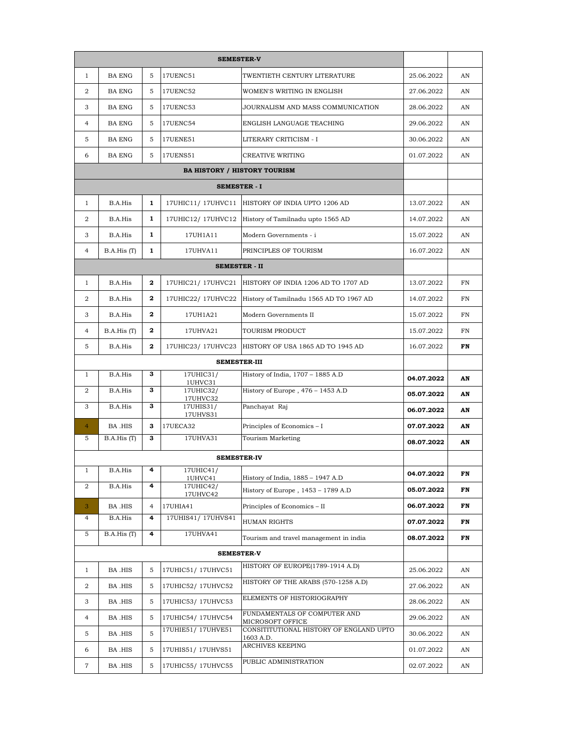| SEMESTER-V | | | | | | |
|---|---|---|---|---|---|---|
| 1 | BA ENG | 5 | 17UENC51 | TWENTIETH CENTURY LITERATURE | 25.06.2022 | AN |
| 2 | BA ENG | 5 | 17UENC52 | WOMEN'S WRITING IN ENGLISH | 27.06.2022 | AN |
| 3 | BA ENG | 5 | 17UENC53 | JOURNALISM AND MASS COMMUNICATION | 28.06.2022 | AN |
| 4 | BA ENG | 5 | 17UENC54 | ENGLISH LANGUAGE TEACHING | 29.06.2022 | AN |
| 5 | BA ENG | 5 | 17UENE51 | LITERARY CRITICISM - I | 30.06.2022 | AN |
| 6 | BA ENG | 5 | 17UENS51 | CREATIVE WRITING | 01.07.2022 | AN |
| **BA HISTORY / HISTORY TOURISM** | | | | | | |
| **SEMESTER - I** | | | | | | |
| 1 | B.A.His | **1** | 17UHIC11/ 17UHVC11 | HISTORY OF INDIA UPTO 1206 AD | 13.07.2022 | AN |
| 2 | B.A.His | **1** | 17UHIC12/ 17UHVC12 | History of Tamilnadu upto 1565 AD | 14.07.2022 | AN |
| 3 | B.A.His | **1** | 17UH1A11 | Modern Governments - i | 15.07.2022 | AN |
| 4 | B.A.His (T) | **1** | 17UHVA11 | PRINCIPLES OF TOURISM | 16.07.2022 | AN |
| **SEMESTER - II** | | | | | | |
| 1 | B.A.His | **2** | 17UHIC21/ 17UHVC21 | HISTORY OF INDIA 1206 AD TO 1707 AD | 13.07.2022 | FN |
| 2 | B.A.His | **2** | 17UHIC22/ 17UHVC22 | History of Tamilnadu 1565 AD TO 1967 AD | 14.07.2022 | FN |
| 3 | B.A.His | **2** | 17UH1A21 | Modern Governments II | 15.07.2022 | FN |
| 4 | B.A.His (T) | **2** | 17UHVA21 | TOURISM PRODUCT | 15.07.2022 | FN |
| 5 | B.A.His | **2** | 17UHIC23/ 17UHVC23 | HISTORY OF USA 1865 AD TO 1945 AD | 16.07.2022 | **FN** |
| **SEMESTER-III** | | | | | | |
| 1 | B.A.His | **3** | 17UHIC31/ 1UHVC31 | History of India, 1707 – 1885 A.D | **04.07.2022** | **AN** |
| 2 | B.A.His | **3** | 17UHIC32/ 17UHVC32 | History of Europe , 476 – 1453 A.D | **05.07.2022** | **AN** |
| 3 | B.A.His | **3** | 17UHIS31/ 17UHVS31 | Panchayat Raj | **06.07.2022** | **AN** |
| 4 | BA .HIS | **3** | 17UECA32 | Principles of Economics – I | **07.07.2022** | **AN** |
| 5 | B.A.His (T) | **3** | 17UHVA31 | Tourism Marketing | **08.07.2022** | **AN** |
| **SEMESTER-IV** | | | | | | |
| 1 | B.A.His | **4** | 17UHIC41/ 1UHVC41 | History of India, 1885 – 1947 A.D | **04.07.2022** | **FN** |
| 2 | B.A.His | **4** | 17UHIC42/ 17UHVC42 | History of Europe , 1453 – 1789 A.D | **05.07.2022** | **FN** |
| 3 | BA .HIS | 4 | 17UHIA41 | Principles of Economics – II | **06.07.2022** | **FN** |
| 4 | B.A.His | **4** | 17UHIS41/ 17UHVS41 | HUMAN RIGHTS | **07.07.2022** | **FN** |
| 5 | B.A.His (T) | **4** | 17UHVA41 | Tourism and travel management in india | **08.07.2022** | **FN** |
| **SEMESTER-V** | | | | | | |
| 1 | BA .HIS | 5 | 17UHIC51/ 17UHVC51 | HISTORY OF EUROPE(1789-1914 A.D) | 25.06.2022 | AN |
| 2 | BA .HIS | 5 | 17UHIC52/ 17UHVC52 | HISTORY OF THE ARABS (570-1258 A.D) | 27.06.2022 | AN |
| 3 | BA .HIS | 5 | 17UHIC53/ 17UHVC53 | ELEMENTS OF HISTORIOGRAPHY | 28.06.2022 | AN |
| 4 | BA .HIS | 5 | 17UHIC54/ 17UHVC54 | FUNDAMENTALS OF COMPUTER AND MICROSOFT OFFICE | 29.06.2022 | AN |
| 5 | BA .HIS | 5 | 17UHIE51/ 17UHVE51 | CONSITITUTIONAL HISTORY OF ENGLAND UPTO 1603 A.D. | 30.06.2022 | AN |
| 6 | BA .HIS | 5 | 17UHIS51/ 17UHVS51 | ARCHIVES KEEPING | 01.07.2022 | AN |
| 7 | BA .HIS | 5 | 17UHIC55/ 17UHVC55 | PUBLIC ADMINISTRATION | 02.07.2022 | AN |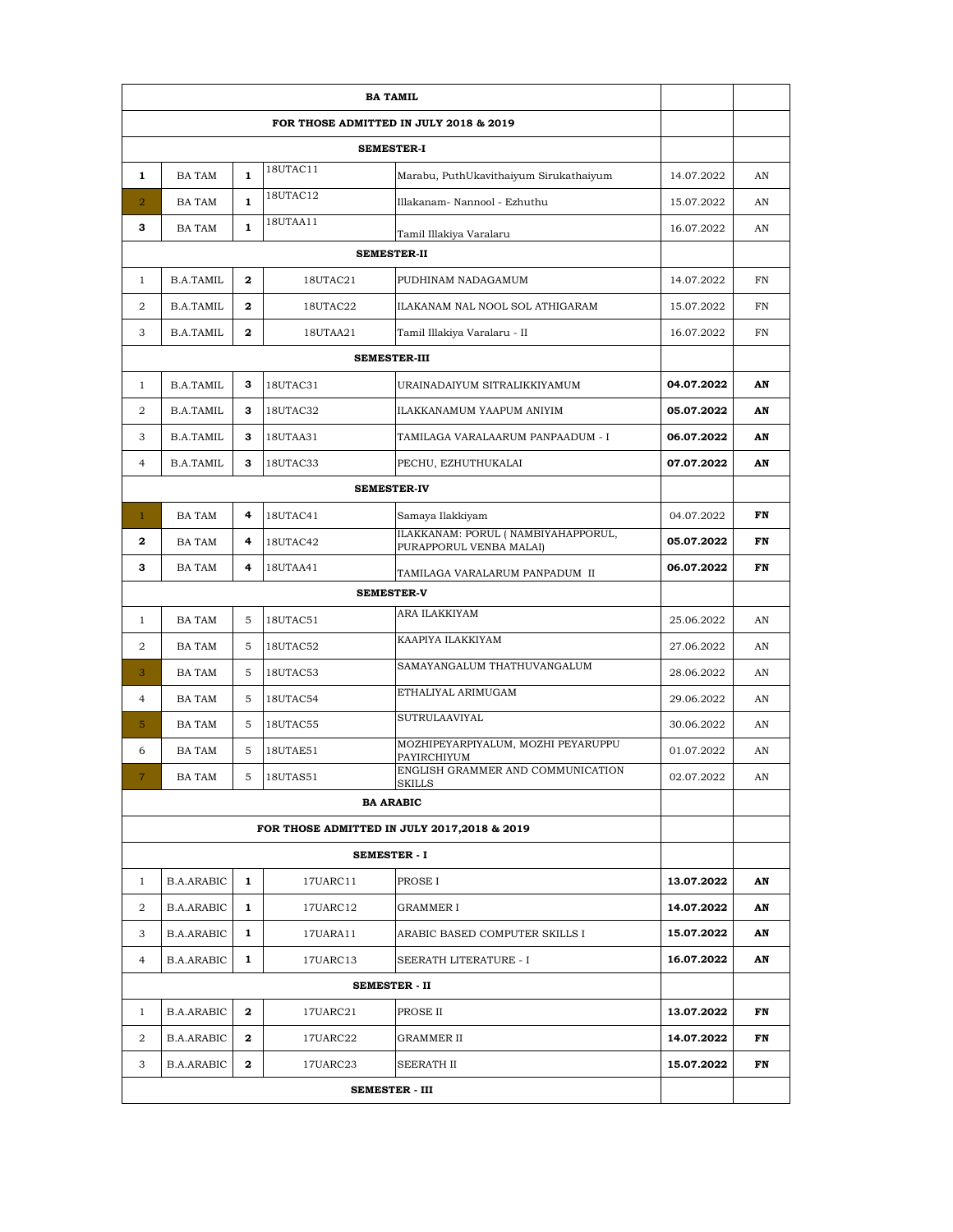| BA TAMIL | | | | | | |
|---|---|---|---|---|---|---|
| FOR THOSE ADMITTED IN JULY 2018 & 2019 | | | | | | |
| SEMESTER-I | | | | | | |
| **1** | BA TAM | **1** | 18UTAC11 | Marabu, PuthUkavithaiyum Sirukathaiyum | 14.07.2022 | AN |
| 2 | BA TAM | **1** | 18UTAC12 | Illakanam- Nannool - Ezhuthu | 15.07.2022 | AN |
| **3** | BA TAM | **1** | 18UTAA11 | Tamil Illakiya Varalaru | 16.07.2022 | AN |
| SEMESTER-II | | | | | | |
| 1 | B.A.TAMIL | **2** | 18UTAC21 | PUDHINAM NADAGAMUM | 14.07.2022 | FN |
| 2 | B.A.TAMIL | **2** | 18UTAC22 | ILAKANAM NAL NOOL SOL ATHIGARAM | 15.07.2022 | FN |
| 3 | B.A.TAMIL | **2** | 18UTAA21 | Tamil Illakiya Varalaru - II | 16.07.2022 | FN |
| SEMESTER-III | | | | | | |
| 1 | B.A.TAMIL | **3** | 18UTAC31 | URAINADAIYUM SITRALIKKIYAMUM | **04.07.2022** | **AN** |
| 2 | B.A.TAMIL | **3** | 18UTAC32 | ILAKKANAMUM YAAPUM ANIYIM | **05.07.2022** | **AN** |
| 3 | B.A.TAMIL | **3** | 18UTAA31 | TAMILAGA VARALAARUM PANPAADUM - I | **06.07.2022** | **AN** |
| 4 | B.A.TAMIL | **3** | 18UTAC33 | PECHU, EZHUTHUKALAI | **07.07.2022** | **AN** |
| SEMESTER-IV | | | | | | |
| 1 | BA TAM | **4** | 18UTAC41 | Samaya Ilakkiyam | 04.07.2022 | **FN** |
| **2** | BA TAM | **4** | 18UTAC42 | ILAKKANAM: PORUL ( NAMBIYAHAPPORUL, PURAPPORUL VENBA MALAI) | **05.07.2022** | **FN** |
| **3** | BA TAM | **4** | 18UTAA41 | TAMILAGA VARALARUM PANPADUM II | **06.07.2022** | **FN** |
| SEMESTER-V | | | | | | |
| 1 | BA TAM | 5 | 18UTAC51 | ARA ILAKKIYAM | 25.06.2022 | AN |
| 2 | BA TAM | 5 | 18UTAC52 | KAAPIYA ILAKKIYAM | 27.06.2022 | AN |
| 3 | BA TAM | 5 | 18UTAC53 | SAMAYANGALUM THATHUVANGALUM | 28.06.2022 | AN |
| 4 | BA TAM | 5 | 18UTAC54 | ETHALIYAL ARIMUGAM | 29.06.2022 | AN |
| 5 | BA TAM | 5 | 18UTAC55 | SUTRULAAVIYAL | 30.06.2022 | AN |
| 6 | BA TAM | 5 | 18UTAE51 | MOZHIPEYARPIYALUM, MOZHI PEYARUPPU PAYIRCHIYUM | 01.07.2022 | AN |
| 7 | BA TAM | 5 | 18UTAS51 | ENGLISH GRAMMER AND COMMUNICATION SKILLS | 02.07.2022 | AN |
| BA ARABIC | | | | | | |
| FOR THOSE ADMITTED IN JULY 2017,2018 & 2019 | | | | | | |
| SEMESTER - I | | | | | | |
| 1 | B.A.ARABIC | **1** | 17UARC11 | PROSE I | **13.07.2022** | **AN** |
| 2 | B.A.ARABIC | **1** | 17UARC12 | GRAMMER I | **14.07.2022** | **AN** |
| 3 | B.A.ARABIC | **1** | 17UARA11 | ARABIC BASED COMPUTER SKILLS I | **15.07.2022** | **AN** |
| 4 | B.A.ARABIC | **1** | 17UARC13 | SEERATH LITERATURE - I | **16.07.2022** | **AN** |
| SEMESTER - II | | | | | | |
| 1 | B.A.ARABIC | **2** | 17UARC21 | PROSE II | **13.07.2022** | **FN** |
| 2 | B.A.ARABIC | **2** | 17UARC22 | GRAMMER II | **14.07.2022** | **FN** |
| 3 | B.A.ARABIC | **2** | 17UARC23 | SEERATH II | **15.07.2022** | **FN** |
| SEMESTER - III | | | | | | |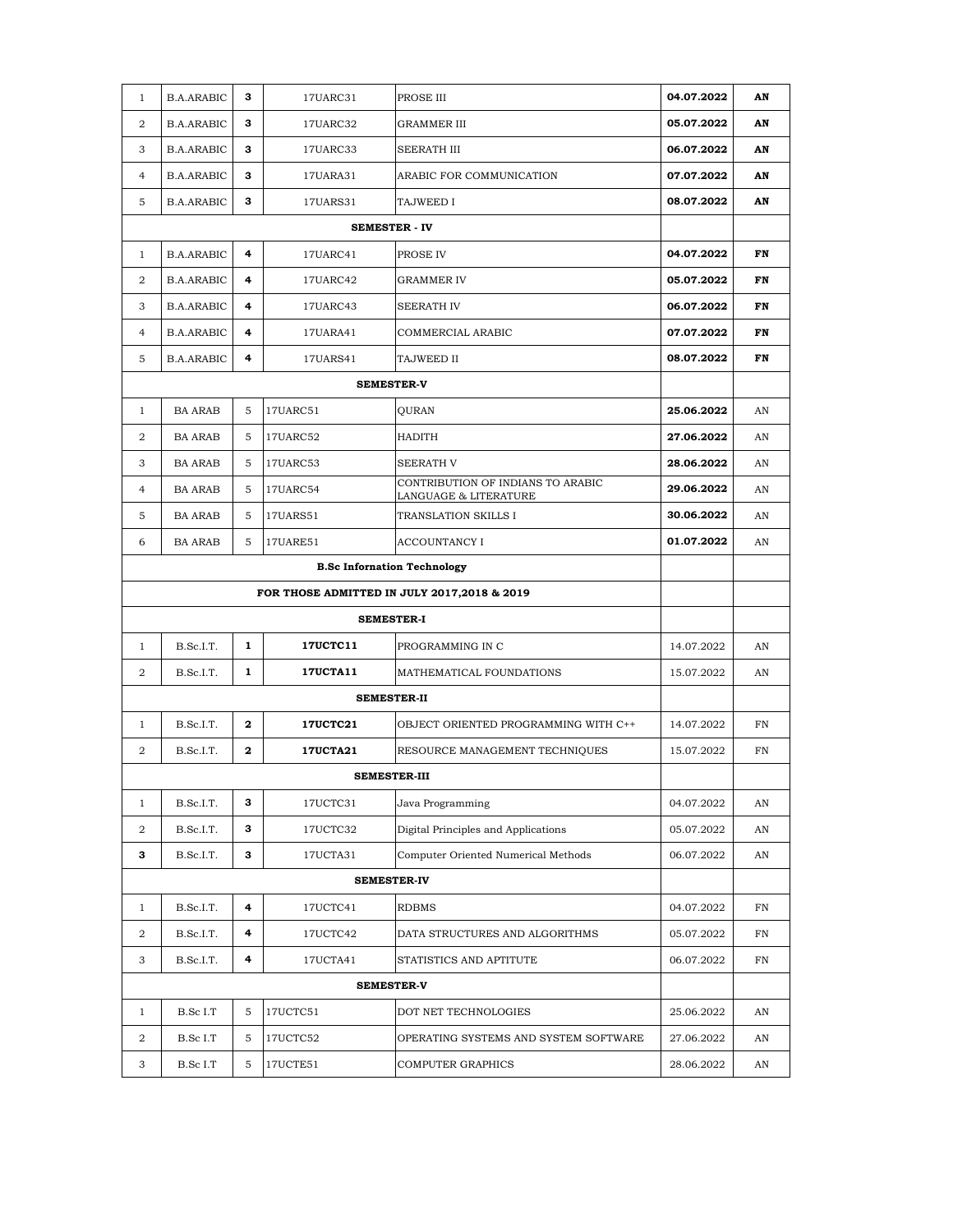| | | | | | | |
|---|---|---|---|---|---|---|
| 1 | B.A.ARABIC | **3** | 17UARC31 | PROSE III | **04.07.2022** | **AN** |
| 2 | B.A.ARABIC | **3** | 17UARC32 | GRAMMER III | **05.07.2022** | **AN** |
| 3 | B.A.ARABIC | **3** | 17UARC33 | SEERATH III | **06.07.2022** | **AN** |
| 4 | B.A.ARABIC | **3** | 17UARA31 | ARABIC FOR COMMUNICATION | **07.07.2022** | **AN** |
| 5 | B.A.ARABIC | **3** | 17UARS31 | TAJWEED I | **08.07.2022** | **AN** |
| | | | | **SEMESTER - IV** | | |
| 1 | B.A.ARABIC | **4** | 17UARC41 | PROSE IV | **04.07.2022** | **FN** |
| 2 | B.A.ARABIC | **4** | 17UARC42 | GRAMMER IV | **05.07.2022** | **FN** |
| 3 | B.A.ARABIC | **4** | 17UARC43 | SEERATH IV | **06.07.2022** | **FN** |
| 4 | B.A.ARABIC | **4** | 17UARA41 | COMMERCIAL ARABIC | **07.07.2022** | **FN** |
| 5 | B.A.ARABIC | **4** | 17UARS41 | TAJWEED II | **08.07.2022** | **FN** |
| | | | | **SEMESTER-V** | | |
| 1 | BA ARAB | 5 | 17UARC51 | QURAN | **25.06.2022** | AN |
| 2 | BA ARAB | 5 | 17UARC52 | HADITH | **27.06.2022** | AN |
| 3 | BA ARAB | 5 | 17UARC53 | SEERATH V | **28.06.2022** | AN |
| 4 | BA ARAB | 5 | 17UARC54 | CONTRIBUTION OF INDIANS TO ARABIC LANGUAGE & LITERATURE | **29.06.2022** | AN |
| 5 | BA ARAB | 5 | 17UARS51 | TRANSLATION SKILLS I | **30.06.2022** | AN |
| 6 | BA ARAB | 5 | 17UARE51 | ACCOUNTANCY I | **01.07.2022** | AN |
| | | | | **B.Sc Infornation Technology** | | |
| | | | | **FOR THOSE ADMITTED IN JULY 2017,2018 & 2019** | | |
| | | | | **SEMESTER-I** | | |
| 1 | B.Sc.I.T. | **1** | **17UCTC11** | PROGRAMMING IN C | 14.07.2022 | AN |
| 2 | B.Sc.I.T. | **1** | **17UCTA11** | MATHEMATICAL FOUNDATIONS | 15.07.2022 | AN |
| | | | | **SEMESTER-II** | | |
| 1 | B.Sc.I.T. | **2** | **17UCTC21** | OBJECT ORIENTED PROGRAMMING WITH C++ | 14.07.2022 | FN |
| 2 | B.Sc.I.T. | **2** | **17UCTA21** | RESOURCE MANAGEMENT TECHNIQUES | 15.07.2022 | FN |
| | | | | **SEMESTER-III** | | |
| 1 | B.Sc.I.T. | **3** | 17UCTC31 | Java Programming | 04.07.2022 | AN |
| 2 | B.Sc.I.T. | **3** | 17UCTC32 | Digital Principles and Applications | 05.07.2022 | AN |
| **3** | B.Sc.I.T. | **3** | 17UCTA31 | Computer Oriented Numerical Methods | 06.07.2022 | AN |
| | | | | **SEMESTER-IV** | | |
| 1 | B.Sc.I.T. | **4** | 17UCTC41 | RDBMS | 04.07.2022 | FN |
| 2 | B.Sc.I.T. | **4** | 17UCTC42 | DATA STRUCTURES AND ALGORITHMS | 05.07.2022 | FN |
| 3 | B.Sc.I.T. | **4** | 17UCTA41 | STATISTICS AND APTITUTE | 06.07.2022 | FN |
| | | | | **SEMESTER-V** | | |
| 1 | B.Sc I.T | 5 | 17UCTC51 | DOT NET TECHNOLOGIES | 25.06.2022 | AN |
| 2 | B.Sc I.T | 5 | 17UCTC52 | OPERATING SYSTEMS AND SYSTEM SOFTWARE | 27.06.2022 | AN |
| 3 | B.Sc I.T | 5 | 17UCTE51 | COMPUTER GRAPHICS | 28.06.2022 | AN |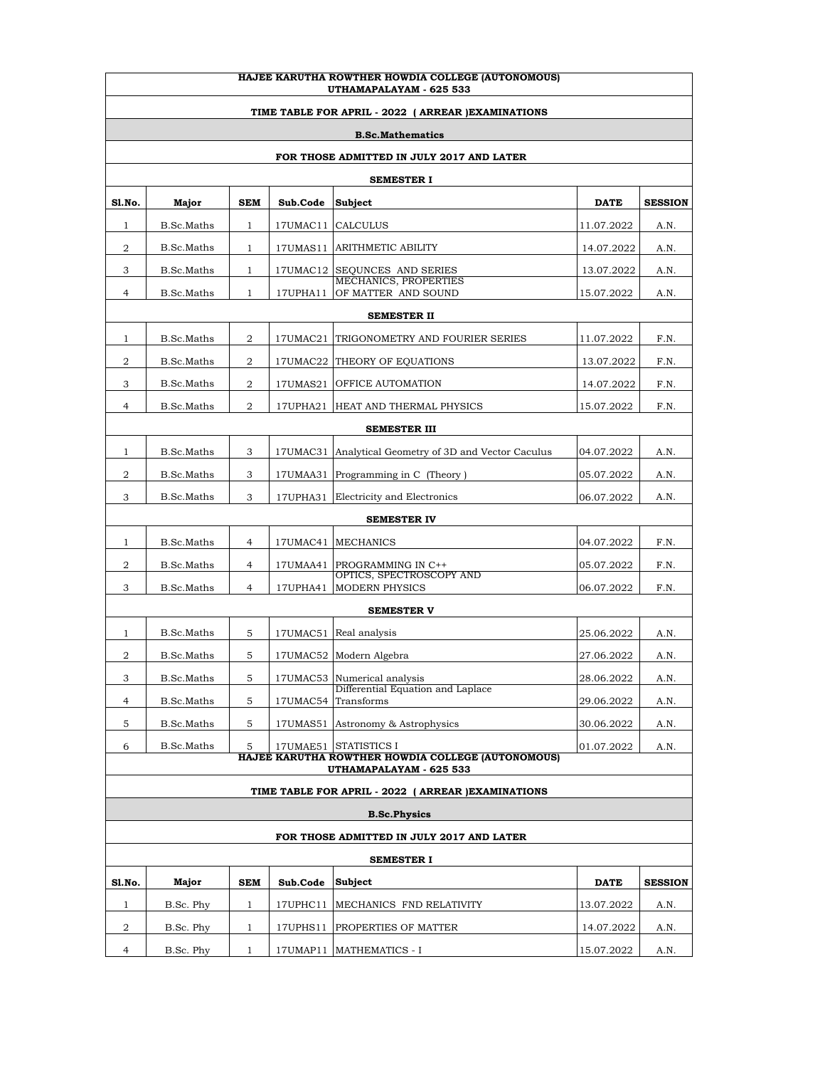## HAJEE KARUTHA ROWTHER HOWDIA COLLEGE (AUTONOMOUS)
## UTHAMAPALAYAM - 625 533

### TIME TABLE FOR APRIL - 2022 ( ARREAR )EXAMINATIONS

### B.Sc.Mathematics

#### FOR THOSE ADMITTED IN JULY 2017 AND LATER

| Sl.No. | Major | SEM | Sub.Code | Subject | DATE | SESSION |
|---|---|---|---|---|---|---|
| **SEMESTER I** | | | | | | |
| 1 | B.Sc.Maths | 1 | 17UMAC11 | CALCULUS | 11.07.2022 | A.N. |
| 2 | B.Sc.Maths | 1 | 17UMAS11 | ARITHMETIC ABILITY | 14.07.2022 | A.N. |
| 3 | B.Sc.Maths | 1 | 17UMAC12 | SEQUNCES AND SERIES | 13.07.2022 | A.N. |
| 4 | B.Sc.Maths | 1 | 17UPHA11 | MECHANICS, PROPERTIES OF MATTER AND SOUND | 15.07.2022 | A.N. |
| **SEMESTER II** | | | | | | |
| 1 | B.Sc.Maths | 2 | 17UMAC21 | TRIGONOMETRY AND FOURIER SERIES | 11.07.2022 | F.N. |
| 2 | B.Sc.Maths | 2 | 17UMAC22 | THEORY OF EQUATIONS | 13.07.2022 | F.N. |
| 3 | B.Sc.Maths | 2 | 17UMAS21 | OFFICE AUTOMATION | 14.07.2022 | F.N. |
| 4 | B.Sc.Maths | 2 | 17UPHA21 | HEAT AND THERMAL PHYSICS | 15.07.2022 | F.N. |
| **SEMESTER III** | | | | | | |
| 1 | B.Sc.Maths | 3 | 17UMAC31 | Analytical Geometry of 3D and Vector Caculus | 04.07.2022 | A.N. |
| 2 | B.Sc.Maths | 3 | 17UMAA31 | Programming in C (Theory ) | 05.07.2022 | A.N. |
| 3 | B.Sc.Maths | 3 | 17UPHA31 | Electricity and Electronics | 06.07.2022 | A.N. |
| **SEMESTER IV** | | | | | | |
| 1 | B.Sc.Maths | 4 | 17UMAC41 | MECHANICS | 04.07.2022 | F.N. |
| 2 | B.Sc.Maths | 4 | 17UMAA41 | PROGRAMMING IN C++ | 05.07.2022 | F.N. |
| 3 | B.Sc.Maths | 4 | 17UPHA41 | OPTICS, SPECTROSCOPY AND MODERN PHYSICS | 06.07.2022 | F.N. |
| **SEMESTER V** | | | | | | |
| 1 | B.Sc.Maths | 5 | 17UMAC51 | Real analysis | 25.06.2022 | A.N. |
| 2 | B.Sc.Maths | 5 | 17UMAC52 | Modern Algebra | 27.06.2022 | A.N. |
| 3 | B.Sc.Maths | 5 | 17UMAC53 | Numerical analysis | 28.06.2022 | A.N. |
| 4 | B.Sc.Maths | 5 | 17UMAC54 | Differential Equation and Laplace Transforms | 29.06.2022 | A.N. |
| 5 | B.Sc.Maths | 5 | 17UMAS51 | Astronomy & Astrophysics | 30.06.2022 | A.N. |
| 6 | B.Sc.Maths | 5 | 17UMAE51 | STATISTICS I | 01.07.2022 | A.N. |

## HAJEE KARUTHA ROWTHER HOWDIA COLLEGE (AUTONOMOUS)
## UTHAMAPALAYAM - 625 533

### TIME TABLE FOR APRIL - 2022 ( ARREAR )EXAMINATIONS

### B.Sc.Physics

#### FOR THOSE ADMITTED IN JULY 2017 AND LATER

| Sl.No. | Major | SEM | Sub.Code | Subject | DATE | SESSION |
|---|---|---|---|---|---|---|
| **SEMESTER I** | | | | | | |
| 1 | B.Sc. Phy | 1 | 17UPHC11 | MECHANICS FND RELATIVITY | 13.07.2022 | A.N. |
| 2 | B.Sc. Phy | 1 | 17UPHS11 | PROPERTIES OF MATTER | 14.07.2022 | A.N. |
| 4 | B.Sc. Phy | 1 | 17UMAP11 | MATHEMATICS - I | 15.07.2022 | A.N. |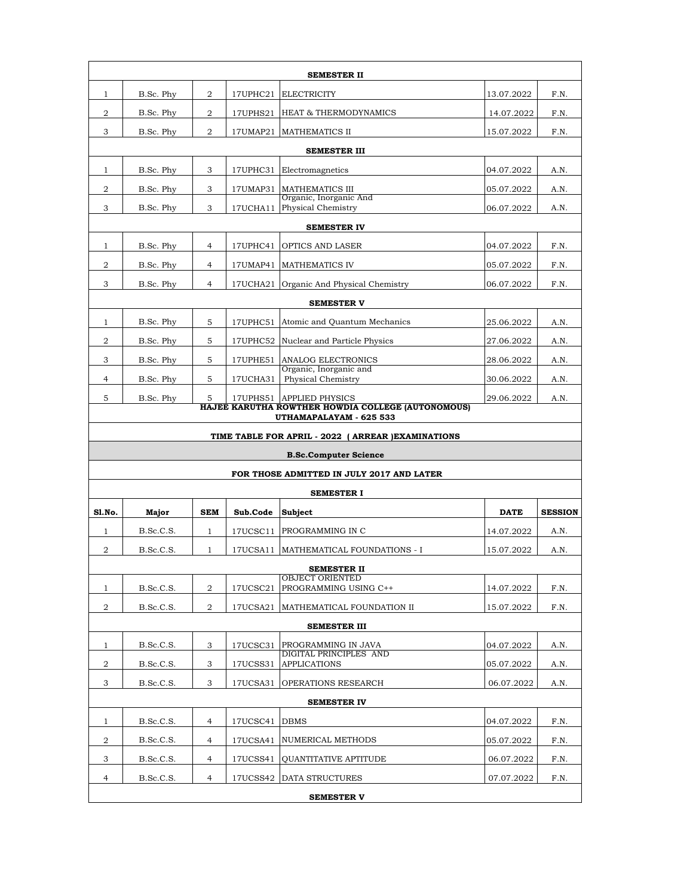| | | | | SEMESTER II | | |
|---|---|---|---|---|---|---|
| 1 | B.Sc. Phy | 2 | 17UPHC21 | ELECTRICITY | 13.07.2022 | F.N. |
| 2 | B.Sc. Phy | 2 | 17UPHS21 | HEAT & THERMODYNAMICS | 14.07.2022 | F.N. |
| 3 | B.Sc. Phy | 2 | 17UMAP21 | MATHEMATICS II | 15.07.2022 | F.N. |
| | | | | **SEMESTER III** | | |
| 1 | B.Sc. Phy | 3 | 17UPHC31 | Electromagnetics | 04.07.2022 | A.N. |
| 2 | B.Sc. Phy | 3 | 17UMAP31 | MATHEMATICS III | 05.07.2022 | A.N. |
| 3 | B.Sc. Phy | 3 | 17UCHA11 | Organic, Inorganic And Physical Chemistry | 06.07.2022 | A.N. |
| | | | | **SEMESTER IV** | | |
| 1 | B.Sc. Phy | 4 | 17UPHC41 | OPTICS AND LASER | 04.07.2022 | F.N. |
| 2 | B.Sc. Phy | 4 | 17UMAP41 | MATHEMATICS IV | 05.07.2022 | F.N. |
| 3 | B.Sc. Phy | 4 | 17UCHA21 | Organic And Physical Chemistry | 06.07.2022 | F.N. |
| | | | | **SEMESTER V** | | |
| 1 | B.Sc. Phy | 5 | 17UPHC51 | Atomic and Quantum Mechanics | 25.06.2022 | A.N. |
| 2 | B.Sc. Phy | 5 | 17UPHC52 | Nuclear and Particle Physics | 27.06.2022 | A.N. |
| 3 | B.Sc. Phy | 5 | 17UPHE51 | ANALOG ELECTRONICS | 28.06.2022 | A.N. |
| 4 | B.Sc. Phy | 5 | 17UCHA31 | Organic, Inorganic and Physical Chemistry | 30.06.2022 | A.N. |
| 5 | B.Sc. Phy | 5 | 17UPHS51 | APPLIED PHYSICS | 29.06.2022 | A.N. |

**HAJEE KARUTHA ROWTHER HOWDIA COLLEGE (AUTONOMOUS)**
**UTHAMAPALAYAM - 625 533**

**TIME TABLE FOR APRIL - 2022 ( ARREAR )EXAMINATIONS**

**B.Sc.Computer Science**

**FOR THOSE ADMITTED IN JULY 2017 AND LATER**

| Sl.No. | Major | SEM | Sub.Code | Subject | DATE | SESSION |
|---|---|---|---|---|---|---|
| | | | | **SEMESTER I** | | |
| 1 | B.Sc.C.S. | 1 | 17UCSC11 | PROGRAMMING IN C | 14.07.2022 | A.N. |
| 2 | B.Sc.C.S. | 1 | 17UCSA11 | MATHEMATICAL FOUNDATIONS - I | 15.07.2022 | A.N. |
| | | | | **SEMESTER II** | | |
| 1 | B.Sc.C.S. | 2 | 17UCSC21 | OBJECT ORIENTED PROGRAMMING USING C++ | 14.07.2022 | F.N. |
| 2 | B.Sc.C.S. | 2 | 17UCSA21 | MATHEMATICAL FOUNDATION II | 15.07.2022 | F.N. |
| | | | | **SEMESTER III** | | |
| 1 | B.Sc.C.S. | 3 | 17UCSC31 | PROGRAMMING IN JAVA | 04.07.2022 | A.N. |
| 2 | B.Sc.C.S. | 3 | 17UCSS31 | DIGITAL PRINCIPLES AND APPLICATIONS | 05.07.2022 | A.N. |
| 3 | B.Sc.C.S. | 3 | 17UCSA31 | OPERATIONS RESEARCH | 06.07.2022 | A.N. |
| | | | | **SEMESTER IV** | | |
| 1 | B.Sc.C.S. | 4 | 17UCSC41 | DBMS | 04.07.2022 | F.N. |
| 2 | B.Sc.C.S. | 4 | 17UCSA41 | NUMERICAL METHODS | 05.07.2022 | F.N. |
| 3 | B.Sc.C.S. | 4 | 17UCSS41 | QUANTITATIVE APTITUDE | 06.07.2022 | F.N. |
| 4 | B.Sc.C.S. | 4 | 17UCSS42 | DATA STRUCTURES | 07.07.2022 | F.N. |
| | | | | **SEMESTER V** | | |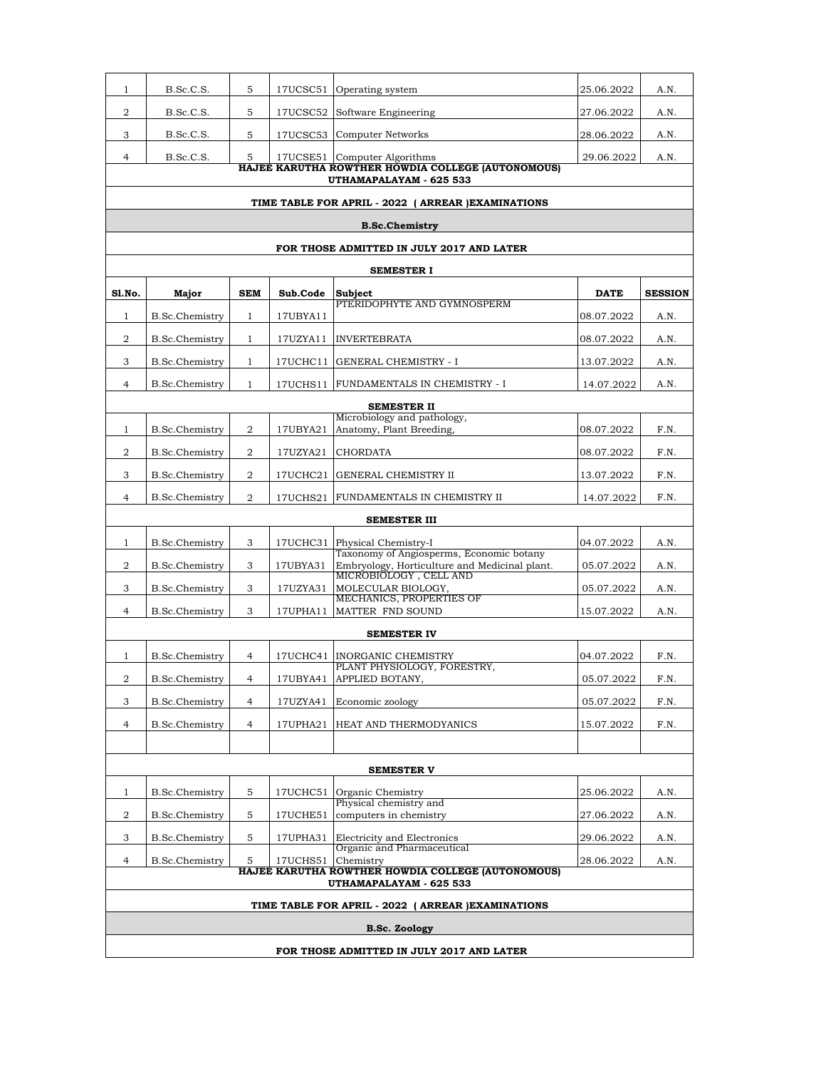| | | | | | | |
|---|---|---|---|---|---|---|
| 1 | B.Sc.C.S. | 5 | 17UCSC51 | Operating system | 25.06.2022 | A.N. |
| 2 | B.Sc.C.S. | 5 | 17UCSC52 | Software Engineering | 27.06.2022 | A.N. |
| 3 | B.Sc.C.S. | 5 | 17UCSC53 | Computer Networks | 28.06.2022 | A.N. |
| 4 | B.Sc.C.S. | 5 | 17UCSE51 | Computer Algorithms | 29.06.2022 | A.N. |

**HAJEE KARUTHA ROWTHER HOWDIA COLLEGE (AUTONOMOUS)**
**UTHAMAPALAYAM - 625 533**

**TIME TABLE FOR APRIL - 2022 ( ARREAR )EXAMINATIONS**

**B.Sc.Chemistry**

**FOR THOSE ADMITTED IN JULY 2017 AND LATER**

| Sl.No. | Major | SEM | Sub.Code | Subject | DATE | SESSION |
|---|---|---|---|---|---|---|
| | | | | **SEMESTER I** | | |
| 1 | B.Sc.Chemistry | 1 | 17UBYA11 | PTERIDOPHYTE AND GYMNOSPERM | 08.07.2022 | A.N. |
| 2 | B.Sc.Chemistry | 1 | 17UZYA11 | INVERTEBRATA | 08.07.2022 | A.N. |
| 3 | B.Sc.Chemistry | 1 | 17UCHC11 | GENERAL CHEMISTRY - I | 13.07.2022 | A.N. |
| 4 | B.Sc.Chemistry | 1 | 17UCHS11 | FUNDAMENTALS IN CHEMISTRY - I | 14.07.2022 | A.N. |
| | | | | **SEMESTER II** | | |
| 1 | B.Sc.Chemistry | 2 | 17UBYA21 | Microbiology and pathology, Anatomy, Plant Breeding, | 08.07.2022 | F.N. |
| 2 | B.Sc.Chemistry | 2 | 17UZYA21 | CHORDATA | 08.07.2022 | F.N. |
| 3 | B.Sc.Chemistry | 2 | 17UCHC21 | GENERAL CHEMISTRY II | 13.07.2022 | F.N. |
| 4 | B.Sc.Chemistry | 2 | 17UCHS21 | FUNDAMENTALS IN CHEMISTRY II | 14.07.2022 | F.N. |
| | | | | **SEMESTER III** | | |
| 1 | B.Sc.Chemistry | 3 | 17UCHC31 | Physical Chemistry-I | 04.07.2022 | A.N. |
| 2 | B.Sc.Chemistry | 3 | 17UBYA31 | Taxonomy of Angiosperms, Economic botany Embryology, Horticulture and Medicinal plant. | 05.07.2022 | A.N. |
| 3 | B.Sc.Chemistry | 3 | 17UZYA31 | MICROBIOLOGY , CELL AND MOLECULAR BIOLOGY, | 05.07.2022 | A.N. |
| 4 | B.Sc.Chemistry | 3 | 17UPHA11 | MECHANICS, PROPERTIES OF MATTER FND SOUND | 15.07.2022 | A.N. |
| | | | | **SEMESTER IV** | | |
| 1 | B.Sc.Chemistry | 4 | 17UCHC41 | INORGANIC CHEMISTRY | 04.07.2022 | F.N. |
| 2 | B.Sc.Chemistry | 4 | 17UBYA41 | PLANT PHYSIOLOGY, FORESTRY, APPLIED BOTANY, | 05.07.2022 | F.N. |
| 3 | B.Sc.Chemistry | 4 | 17UZYA41 | Economic zoology | 05.07.2022 | F.N. |
| 4 | B.Sc.Chemistry | 4 | 17UPHA21 | HEAT AND THERMODYANICS | 15.07.2022 | F.N. |
| | | | | | | |
| | | | | **SEMESTER V** | | |
| 1 | B.Sc.Chemistry | 5 | 17UCHC51 | Organic Chemistry | 25.06.2022 | A.N. |
| 2 | B.Sc.Chemistry | 5 | 17UCHE51 | Physical chemistry and computers in chemistry | 27.06.2022 | A.N. |
| 3 | B.Sc.Chemistry | 5 | 17UPHA31 | Electricity and Electronics | 29.06.2022 | A.N. |
| 4 | B.Sc.Chemistry | 5 | 17UCHS51 | Organic and Pharmaceutical Chemistry | 28.06.2022 | A.N. |

**HAJEE KARUTHA ROWTHER HOWDIA COLLEGE (AUTONOMOUS)**
**UTHAMAPALAYAM - 625 533**

**TIME TABLE FOR APRIL - 2022 ( ARREAR )EXAMINATIONS**

**B.Sc. Zoology**

**FOR THOSE ADMITTED IN JULY 2017 AND LATER**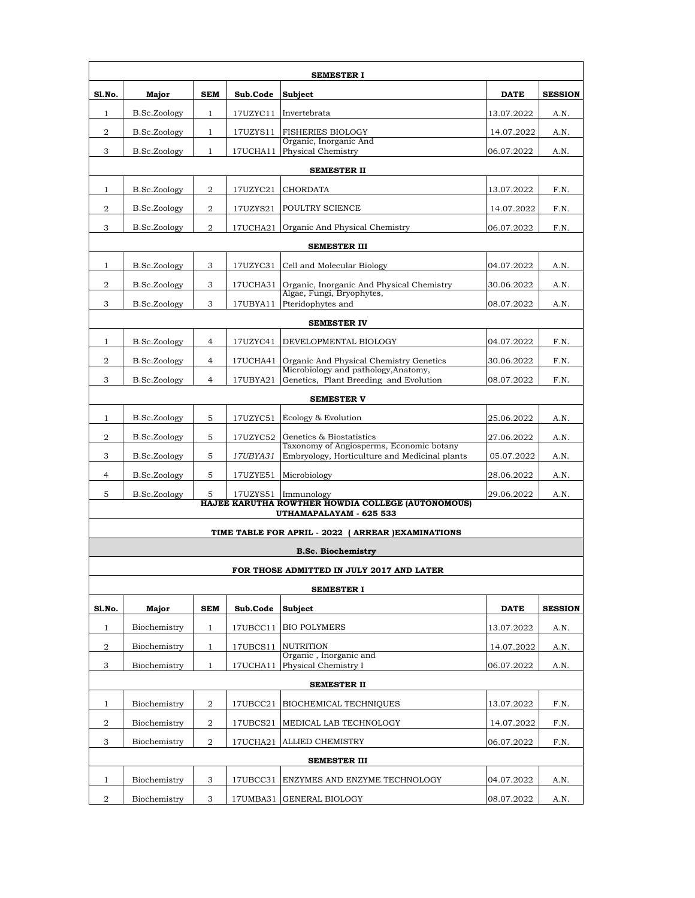| Sl.No. | Major | SEM | Sub.Code | Subject | DATE | SESSION |
|---|---|---|---|---|---|---|
| **SEMESTER I** | | | | | | |
| 1 | B.Sc.Zoology | 1 | 17UZYC11 | Invertebrata | 13.07.2022 | A.N. |
| 2 | B.Sc.Zoology | 1 | 17UZYS11 | FISHERIES BIOLOGY | 14.07.2022 | A.N. |
| 3 | B.Sc.Zoology | 1 | 17UCHA11 | Organic, Inorganic And Physical Chemistry | 06.07.2022 | A.N. |
| **SEMESTER II** | | | | | | |
| 1 | B.Sc.Zoology | 2 | 17UZYC21 | CHORDATA | 13.07.2022 | F.N. |
| 2 | B.Sc.Zoology | 2 | 17UZYS21 | POULTRY SCIENCE | 14.07.2022 | F.N. |
| 3 | B.Sc.Zoology | 2 | 17UCHA21 | Organic And Physical Chemistry | 06.07.2022 | F.N. |
| **SEMESTER III** | | | | | | |
| 1 | B.Sc.Zoology | 3 | 17UZYC31 | Cell and Molecular Biology | 04.07.2022 | A.N. |
| 2 | B.Sc.Zoology | 3 | 17UCHA31 | Organic, Inorganic And Physical Chemistry | 30.06.2022 | A.N. |
| 3 | B.Sc.Zoology | 3 | 17UBYA11 | Algae, Fungi, Bryophytes, Pteridophytes and | 08.07.2022 | A.N. |
| **SEMESTER IV** | | | | | | |
| 1 | B.Sc.Zoology | 4 | 17UZYC41 | DEVELOPMENTAL BIOLOGY | 04.07.2022 | F.N. |
| 2 | B.Sc.Zoology | 4 | 17UCHA41 | Organic And Physical Chemistry Genetics | 30.06.2022 | F.N. |
| 3 | B.Sc.Zoology | 4 | 17UBYA21 | Microbiology and pathology,Anatomy, Genetics, Plant Breeding and Evolution | 08.07.2022 | F.N. |
| **SEMESTER V** | | | | | | |
| 1 | B.Sc.Zoology | 5 | 17UZYC51 | Ecology & Evolution | 25.06.2022 | A.N. |
| 2 | B.Sc.Zoology | 5 | 17UZYC52 | Genetics & Biostatistics | 27.06.2022 | A.N. |
| 3 | B.Sc.Zoology | 5 | *17UBYA31* | Taxonomy of Angiosperms, Economic botany Embryology, Horticulture and Medicinal plants | 05.07.2022 | A.N. |
| 4 | B.Sc.Zoology | 5 | 17UZYE51 | Microbiology | 28.06.2022 | A.N. |
| 5 | B.Sc.Zoology | 5 | 17UZYS51 | Immunology | 29.06.2022 | A.N. |

**HAJEE KARUTHA ROWTHER HOWDIA COLLEGE (AUTONOMOUS)**
**UTHAMAPALAYAM - 625 533**

**TIME TABLE FOR APRIL - 2022 ( ARREAR )EXAMINATIONS**

**B.Sc. Biochemistry**

**FOR THOSE ADMITTED IN JULY 2017 AND LATER**

| Sl.No. | Major | SEM | Sub.Code | Subject | DATE | SESSION |
|---|---|---|---|---|---|---|
| **SEMESTER I** | | | | | | |
| 1 | Biochemistry | 1 | 17UBCC11 | BIO POLYMERS | 13.07.2022 | A.N. |
| 2 | Biochemistry | 1 | 17UBCS11 | NUTRITION | 14.07.2022 | A.N. |
| 3 | Biochemistry | 1 | 17UCHA11 | Organic , Inorganic and Physical Chemistry I | 06.07.2022 | A.N. |
| **SEMESTER II** | | | | | | |
| 1 | Biochemistry | 2 | 17UBCC21 | BIOCHEMICAL TECHNIQUES | 13.07.2022 | F.N. |
| 2 | Biochemistry | 2 | 17UBCS21 | MEDICAL LAB TECHNOLOGY | 14.07.2022 | F.N. |
| 3 | Biochemistry | 2 | 17UCHA21 | ALLIED CHEMISTRY | 06.07.2022 | F.N. |
| **SEMESTER III** | | | | | | |
| 1 | Biochemistry | 3 | 17UBCC31 | ENZYMES AND ENZYME TECHNOLOGY | 04.07.2022 | A.N. |
| 2 | Biochemistry | 3 | 17UMBA31 | GENERAL BIOLOGY | 08.07.2022 | A.N. |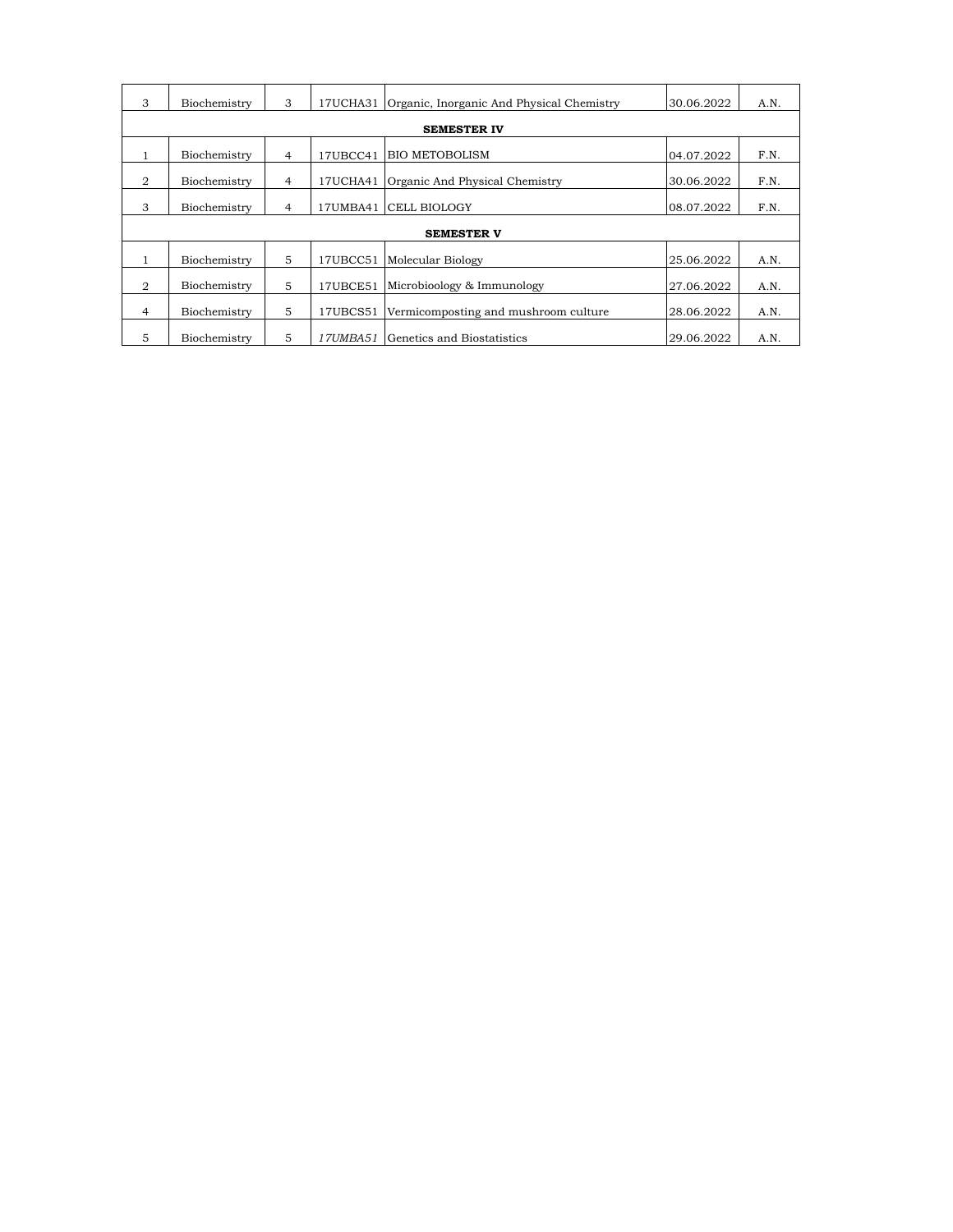| | | | | | | |
|---|---|---|---|---|---|---|
| 3 | Biochemistry | 3 | 17UCHA31 | Organic, Inorganic And Physical Chemistry | 30.06.2022 | A.N. |
| **SEMESTER IV** | | | | | | |
| 1 | Biochemistry | 4 | 17UBCC41 | BIO METOBOLISM | 04.07.2022 | F.N. |
| 2 | Biochemistry | 4 | 17UCHA41 | Organic And Physical Chemistry | 30.06.2022 | F.N. |
| 3 | Biochemistry | 4 | 17UMBA41 | CELL BIOLOGY | 08.07.2022 | F.N. |
| **SEMESTER V** | | | | | | |
| 1 | Biochemistry | 5 | 17UBCC51 | Molecular Biology | 25.06.2022 | A.N. |
| 2 | Biochemistry | 5 | 17UBCE51 | Microbioology & Immunology | 27.06.2022 | A.N. |
| 4 | Biochemistry | 5 | 17UBCS51 | Vermicomposting and mushroom culture | 28.06.2022 | A.N. |
| 5 | Biochemistry | 5 | *17UMBA51* | Genetics and Biostatistics | 29.06.2022 | A.N. |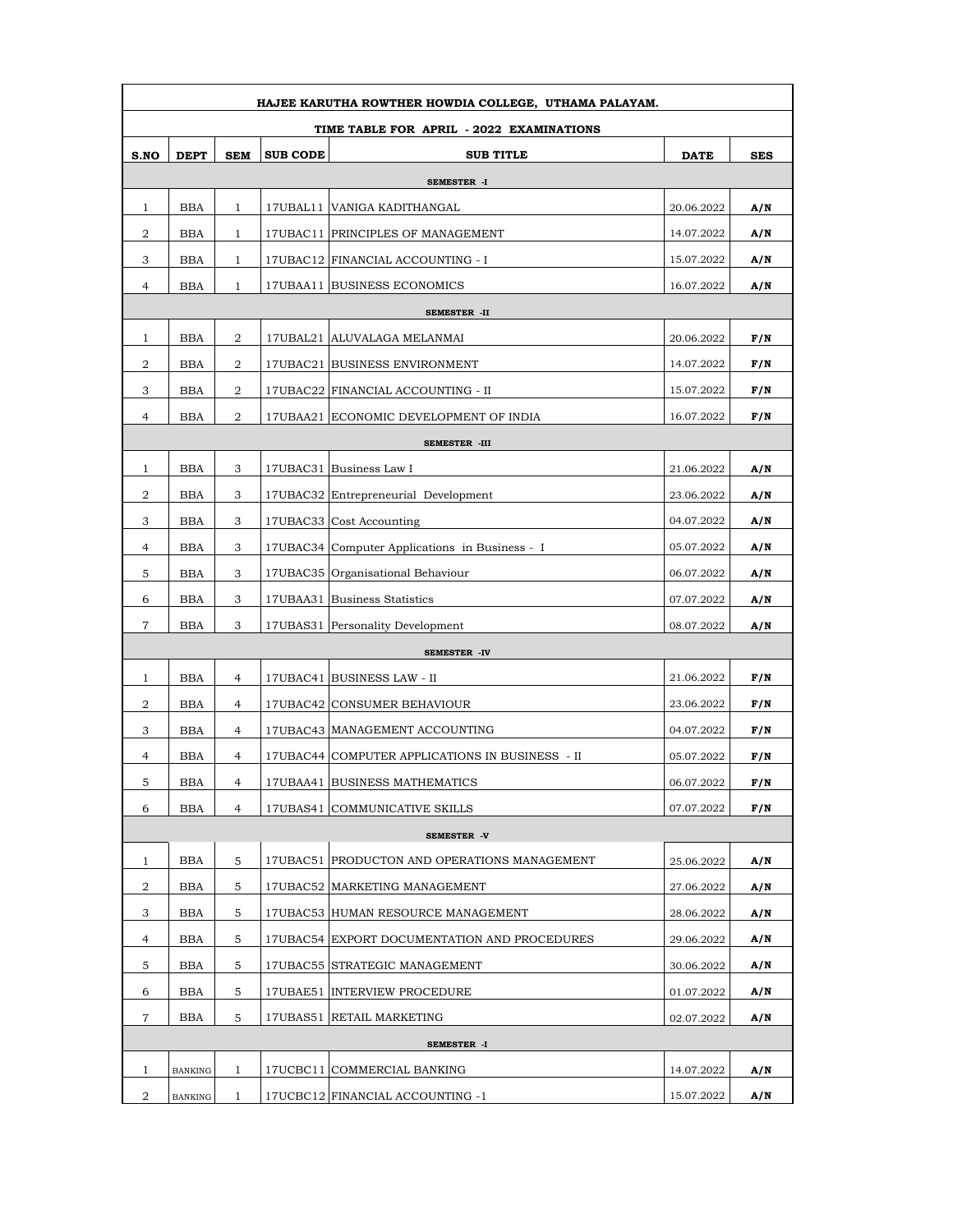| HAJEE KARUTHA ROWTHER HOWDIA COLLEGE, UTHAMA PALAYAM. | | | | | | |
|---|---|---|---|---|---|---|
| TIME TABLE FOR APRIL - 2022 EXAMINATIONS | | | | | | |
| **S.NO** | **DEPT** | **SEM** | **SUB CODE** | **SUB TITLE** | **DATE** | **SES** |
| **SEMESTER -I** | | | | | | |
| 1 | BBA | 1 | 17UBAL11 | VANIGA KADITHANGAL | 20.06.2022 | **A/N** |
| 2 | BBA | 1 | 17UBAC11 | PRINCIPLES OF MANAGEMENT | 14.07.2022 | **A/N** |
| 3 | BBA | 1 | 17UBAC12 | FINANCIAL ACCOUNTING - I | 15.07.2022 | **A/N** |
| 4 | BBA | 1 | 17UBAA11 | BUSINESS ECONOMICS | 16.07.2022 | **A/N** |
| **SEMESTER -II** | | | | | | |
| 1 | BBA | 2 | 17UBAL21 | ALUVALAGA MELANMAI | 20.06.2022 | **F/N** |
| 2 | BBA | 2 | 17UBAC21 | BUSINESS ENVIRONMENT | 14.07.2022 | **F/N** |
| 3 | BBA | 2 | 17UBAC22 | FINANCIAL ACCOUNTING - II | 15.07.2022 | **F/N** |
| 4 | BBA | 2 | 17UBAA21 | ECONOMIC DEVELOPMENT OF INDIA | 16.07.2022 | **F/N** |
| **SEMESTER -III** | | | | | | |
| 1 | BBA | 3 | 17UBAC31 | Business Law I | 21.06.2022 | **A/N** |
| 2 | BBA | 3 | 17UBAC32 | Entrepreneurial Development | 23.06.2022 | **A/N** |
| 3 | BBA | 3 | 17UBAC33 | Cost Accounting | 04.07.2022 | **A/N** |
| 4 | BBA | 3 | 17UBAC34 | Computer Applications in Business - I | 05.07.2022 | **A/N** |
| 5 | BBA | 3 | 17UBAC35 | Organisational Behaviour | 06.07.2022 | **A/N** |
| 6 | BBA | 3 | 17UBAA31 | Business Statistics | 07.07.2022 | **A/N** |
| 7 | BBA | 3 | 17UBAS31 | Personality Development | 08.07.2022 | **A/N** |
| **SEMESTER -IV** | | | | | | |
| 1 | BBA | 4 | 17UBAC41 | BUSINESS LAW - II | 21.06.2022 | **F/N** |
| 2 | BBA | 4 | 17UBAC42 | CONSUMER BEHAVIOUR | 23.06.2022 | **F/N** |
| 3 | BBA | 4 | 17UBAC43 | MANAGEMENT ACCOUNTING | 04.07.2022 | **F/N** |
| 4 | BBA | 4 | 17UBAC44 | COMPUTER APPLICATIONS IN BUSINESS - II | 05.07.2022 | **F/N** |
| 5 | BBA | 4 | 17UBAA41 | BUSINESS MATHEMATICS | 06.07.2022 | **F/N** |
| 6 | BBA | 4 | 17UBAS41 | COMMUNICATIVE SKILLS | 07.07.2022 | **F/N** |
| **SEMESTER -V** | | | | | | |
| 1 | BBA | 5 | 17UBAC51 | PRODUCTON AND OPERATIONS MANAGEMENT | 25.06.2022 | **A/N** |
| 2 | BBA | 5 | 17UBAC52 | MARKETING MANAGEMENT | 27.06.2022 | **A/N** |
| 3 | BBA | 5 | 17UBAC53 | HUMAN RESOURCE MANAGEMENT | 28.06.2022 | **A/N** |
| 4 | BBA | 5 | 17UBAC54 | EXPORT DOCUMENTATION AND PROCEDURES | 29.06.2022 | **A/N** |
| 5 | BBA | 5 | 17UBAC55 | STRATEGIC MANAGEMENT | 30.06.2022 | **A/N** |
| 6 | BBA | 5 | 17UBAE51 | INTERVIEW PROCEDURE | 01.07.2022 | **A/N** |
| 7 | BBA | 5 | 17UBAS51 | RETAIL MARKETING | 02.07.2022 | **A/N** |
| **SEMESTER -I** | | | | | | |
| 1 | BANKING | 1 | 17UCBC11 | COMMERCIAL BANKING | 14.07.2022 | **A/N** |
| 2 | BANKING | 1 | 17UCBC12 | FINANCIAL ACCOUNTING -1 | 15.07.2022 | **A/N** |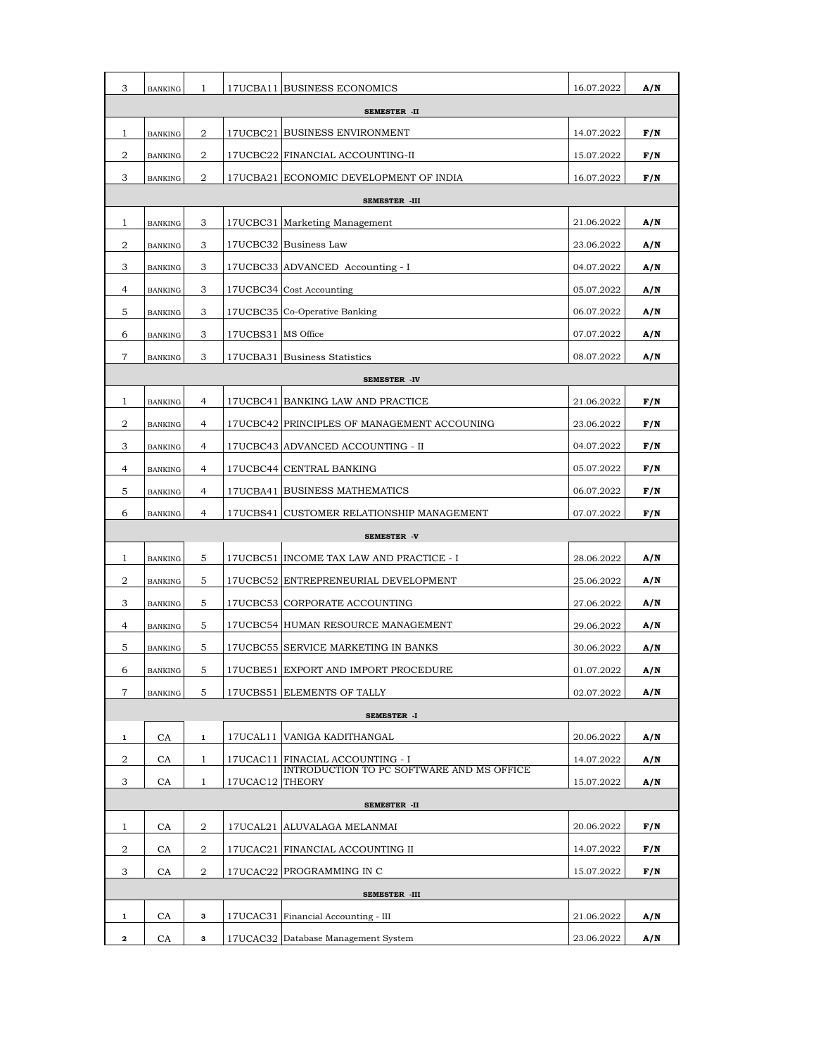| | | | | | | |
|---|---|---|---|---|---|---|
| 3 | BANKING | 1 | 17UCBA11 | BUSINESS ECONOMICS | 16.07.2022 | **A/N** |
| | | | | **SEMESTER -II** | | |
| 1 | BANKING | 2 | 17UCBC21 | BUSINESS ENVIRONMENT | 14.07.2022 | **F/N** |
| 2 | BANKING | 2 | 17UCBC22 | FINANCIAL ACCOUNTING-II | 15.07.2022 | **F/N** |
| 3 | BANKING | 2 | 17UCBA21 | ECONOMIC DEVELOPMENT OF INDIA | 16.07.2022 | **F/N** |
| | | | | **SEMESTER -III** | | |
| 1 | BANKING | 3 | 17UCBC31 | Marketing Management | 21.06.2022 | **A/N** |
| 2 | BANKING | 3 | 17UCBC32 | Business Law | 23.06.2022 | **A/N** |
| 3 | BANKING | 3 | 17UCBC33 | ADVANCED Accounting - I | 04.07.2022 | **A/N** |
| 4 | BANKING | 3 | 17UCBC34 | Cost Accounting | 05.07.2022 | **A/N** |
| 5 | BANKING | 3 | 17UCBC35 | Co-Operative Banking | 06.07.2022 | **A/N** |
| 6 | BANKING | 3 | 17UCBS31 | MS Office | 07.07.2022 | **A/N** |
| 7 | BANKING | 3 | 17UCBA31 | Business Statistics | 08.07.2022 | **A/N** |
| | | | | **SEMESTER -IV** | | |
| 1 | BANKING | 4 | 17UCBC41 | BANKING LAW AND PRACTICE | 21.06.2022 | **F/N** |
| 2 | BANKING | 4 | 17UCBC42 | PRINCIPLES OF MANAGEMENT ACCOUNING | 23.06.2022 | **F/N** |
| 3 | BANKING | 4 | 17UCBC43 | ADVANCED ACCOUNTING - II | 04.07.2022 | **F/N** |
| 4 | BANKING | 4 | 17UCBC44 | CENTRAL BANKING | 05.07.2022 | **F/N** |
| 5 | BANKING | 4 | 17UCBA41 | BUSINESS MATHEMATICS | 06.07.2022 | **F/N** |
| 6 | BANKING | 4 | 17UCBS41 | CUSTOMER RELATIONSHIP MANAGEMENT | 07.07.2022 | **F/N** |
| | | | | **SEMESTER -V** | | |
| 1 | BANKING | 5 | 17UCBC51 | INCOME TAX LAW AND PRACTICE - I | 28.06.2022 | **A/N** |
| 2 | BANKING | 5 | 17UCBC52 | ENTREPRENEURIAL DEVELOPMENT | 25.06.2022 | **A/N** |
| 3 | BANKING | 5 | 17UCBC53 | CORPORATE ACCOUNTING | 27.06.2022 | **A/N** |
| 4 | BANKING | 5 | 17UCBC54 | HUMAN RESOURCE MANAGEMENT | 29.06.2022 | **A/N** |
| 5 | BANKING | 5 | 17UCBC55 | SERVICE MARKETING IN BANKS | 30.06.2022 | **A/N** |
| 6 | BANKING | 5 | 17UCBE51 | EXPORT AND IMPORT PROCEDURE | 01.07.2022 | **A/N** |
| 7 | BANKING | 5 | 17UCBS51 | ELEMENTS OF TALLY | 02.07.2022 | **A/N** |
| | | | | **SEMESTER -I** | | |
| **1** | CA | **1** | 17UCAL11 | VANIGA KADITHANGAL | 20.06.2022 | **A/N** |
| 2 | CA | 1 | 17UCAC11 | FINACIAL ACCOUNTING - I | 14.07.2022 | **A/N** |
| 3 | CA | 1 | 17UCAC12 | INTRODUCTION TO PC SOFTWARE AND MS OFFICE THEORY | 15.07.2022 | **A/N** |
| | | | | **SEMESTER -II** | | |
| 1 | CA | 2 | 17UCAL21 | ALUVALAGA MELANMAI | 20.06.2022 | **F/N** |
| 2 | CA | 2 | 17UCAC21 | FINANCIAL ACCOUNTING II | 14.07.2022 | **F/N** |
| 3 | CA | 2 | 17UCAC22 | PROGRAMMING IN C | 15.07.2022 | **F/N** |
| | | | | **SEMESTER -III** | | |
| **1** | CA | **3** | 17UCAC31 | Financial Accounting - III | 21.06.2022 | **A/N** |
| **2** | CA | **3** | 17UCAC32 | Database Management System | 23.06.2022 | **A/N** |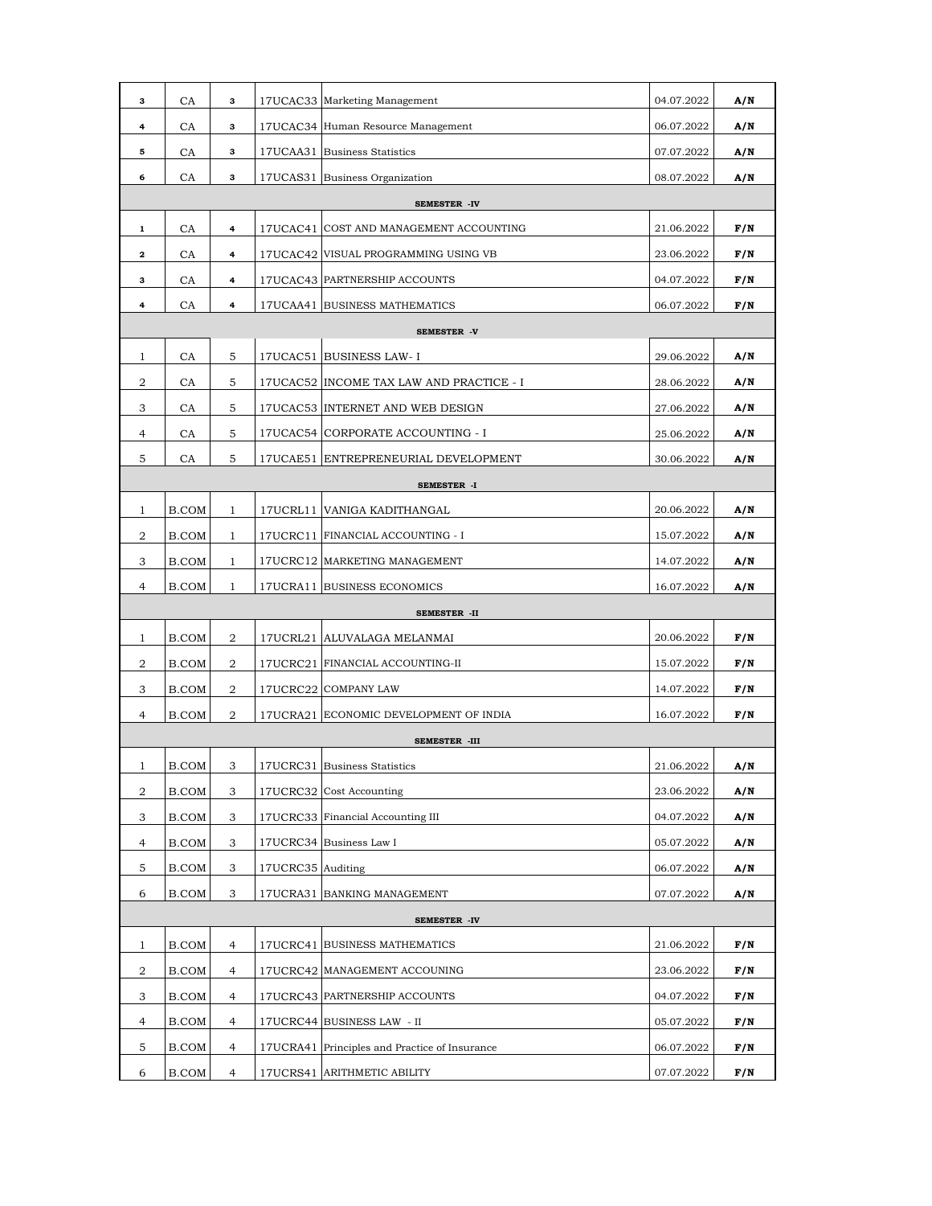| | | | | | | |
|---|---|---|---|---|---|---|
| 3 | CA | 3 | 17UCAC33 | Marketing Management | 04.07.2022 | A/N |
| 4 | CA | 3 | 17UCAC34 | Human Resource Management | 06.07.2022 | A/N |
| 5 | CA | 3 | 17UCAA31 | Business Statistics | 07.07.2022 | A/N |
| 6 | CA | 3 | 17UCAS31 | Business Organization | 08.07.2022 | A/N |
| **SEMESTER -IV** | | | | | | |
| 1 | CA | 4 | 17UCAC41 | COST AND MANAGEMENT ACCOUNTING | 21.06.2022 | F/N |
| 2 | CA | 4 | 17UCAC42 | VISUAL PROGRAMMING USING VB | 23.06.2022 | F/N |
| 3 | CA | 4 | 17UCAC43 | PARTNERSHIP ACCOUNTS | 04.07.2022 | F/N |
| 4 | CA | 4 | 17UCAA41 | BUSINESS MATHEMATICS | 06.07.2022 | F/N |
| **SEMESTER -V** | | | | | | |
| 1 | CA | 5 | 17UCAC51 | BUSINESS LAW- I | 29.06.2022 | A/N |
| 2 | CA | 5 | 17UCAC52 | INCOME TAX LAW AND PRACTICE - I | 28.06.2022 | A/N |
| 3 | CA | 5 | 17UCAC53 | INTERNET AND WEB DESIGN | 27.06.2022 | A/N |
| 4 | CA | 5 | 17UCAC54 | CORPORATE ACCOUNTING - I | 25.06.2022 | A/N |
| 5 | CA | 5 | 17UCAE51 | ENTREPRENEURIAL DEVELOPMENT | 30.06.2022 | A/N |
| **SEMESTER -I** | | | | | | |
| 1 | B.COM | 1 | 17UCRL11 | VANIGA KADITHANGAL | 20.06.2022 | A/N |
| 2 | B.COM | 1 | 17UCRC11 | FINANCIAL ACCOUNTING - I | 15.07.2022 | A/N |
| 3 | B.COM | 1 | 17UCRC12 | MARKETING MANAGEMENT | 14.07.2022 | A/N |
| 4 | B.COM | 1 | 17UCRA11 | BUSINESS ECONOMICS | 16.07.2022 | A/N |
| **SEMESTER -II** | | | | | | |
| 1 | B.COM | 2 | 17UCRL21 | ALUVALAGA MELANMAI | 20.06.2022 | F/N |
| 2 | B.COM | 2 | 17UCRC21 | FINANCIAL ACCOUNTING-II | 15.07.2022 | F/N |
| 3 | B.COM | 2 | 17UCRC22 | COMPANY LAW | 14.07.2022 | F/N |
| 4 | B.COM | 2 | 17UCRA21 | ECONOMIC DEVELOPMENT OF INDIA | 16.07.2022 | F/N |
| **SEMESTER -III** | | | | | | |
| 1 | B.COM | 3 | 17UCRC31 | Business Statistics | 21.06.2022 | A/N |
| 2 | B.COM | 3 | 17UCRC32 | Cost Accounting | 23.06.2022 | A/N |
| 3 | B.COM | 3 | 17UCRC33 | Financial Accounting III | 04.07.2022 | A/N |
| 4 | B.COM | 3 | 17UCRC34 | Business Law I | 05.07.2022 | A/N |
| 5 | B.COM | 3 | 17UCRC35 | Auditing | 06.07.2022 | A/N |
| 6 | B.COM | 3 | 17UCRA31 | BANKING MANAGEMENT | 07.07.2022 | A/N |
| **SEMESTER -IV** | | | | | | |
| 1 | B.COM | 4 | 17UCRC41 | BUSINESS MATHEMATICS | 21.06.2022 | F/N |
| 2 | B.COM | 4 | 17UCRC42 | MANAGEMENT ACCOUNING | 23.06.2022 | F/N |
| 3 | B.COM | 4 | 17UCRC43 | PARTNERSHIP ACCOUNTS | 04.07.2022 | F/N |
| 4 | B.COM | 4 | 17UCRC44 | BUSINESS LAW - II | 05.07.2022 | F/N |
| 5 | B.COM | 4 | 17UCRA41 | Principles and Practice of Insurance | 06.07.2022 | F/N |
| 6 | B.COM | 4 | 17UCRS41 | ARITHMETIC ABILITY | 07.07.2022 | F/N |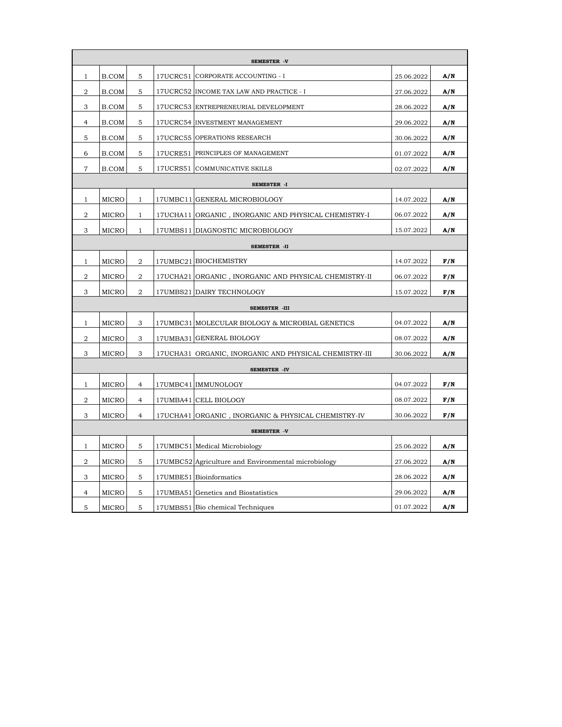| | | | | | | |
|---|---|---|---|---|---|---|
| **SEMESTER -V** | | | | | | |
| 1 | B.COM | 5 | 17UCRC51 | CORPORATE ACCOUNTING - I | 25.06.2022 | **A/N** |
| 2 | B.COM | 5 | 17UCRC52 | INCOME TAX LAW AND PRACTICE - I | 27.06.2022 | **A/N** |
| 3 | B.COM | 5 | 17UCRC53 | ENTREPRENEURIAL DEVELOPMENT | 28.06.2022 | **A/N** |
| 4 | B.COM | 5 | 17UCRC54 | INVESTMENT MANAGEMENT | 29.06.2022 | **A/N** |
| 5 | B.COM | 5 | 17UCRC55 | OPERATIONS RESEARCH | 30.06.2022 | **A/N** |
| 6 | B.COM | 5 | 17UCRE51 | PRINCIPLES OF MANAGEMENT | 01.07.2022 | **A/N** |
| 7 | B.COM | 5 | 17UCRS51 | COMMUNICATIVE SKILLS | 02.07.2022 | **A/N** |
| **SEMESTER -I** | | | | | | |
| 1 | MICRO | 1 | 17UMBC11 | GENERAL MICROBIOLOGY | 14.07.2022 | **A/N** |
| 2 | MICRO | 1 | 17UCHA11 | ORGANIC , INORGANIC AND PHYSICAL CHEMISTRY-I | 06.07.2022 | **A/N** |
| 3 | MICRO | 1 | 17UMBS11 | DIAGNOSTIC MICROBIOLOGY | 15.07.2022 | **A/N** |
| **SEMESTER -II** | | | | | | |
| 1 | MICRO | 2 | 17UMBC21 | BIOCHEMISTRY | 14.07.2022 | **F/N** |
| 2 | MICRO | 2 | 17UCHA21 | ORGANIC , INORGANIC AND PHYSICAL CHEMISTRY-II | 06.07.2022 | **F/N** |
| 3 | MICRO | 2 | 17UMBS21 | DAIRY TECHNOLOGY | 15.07.2022 | **F/N** |
| **SEMESTER -III** | | | | | | |
| 1 | MICRO | 3 | 17UMBC31 | MOLECULAR BIOLOGY & MICROBIAL GENETICS | 04.07.2022 | **A/N** |
| 2 | MICRO | 3 | 17UMBA31 | GENERAL BIOLOGY | 08.07.2022 | **A/N** |
| 3 | MICRO | 3 | 17UCHA31 | ORGANIC, INORGANIC AND PHYSICAL CHEMISTRY-III | 30.06.2022 | **A/N** |
| **SEMESTER -IV** | | | | | | |
| 1 | MICRO | 4 | 17UMBC41 | IMMUNOLOGY | 04.07.2022 | **F/N** |
| 2 | MICRO | 4 | 17UMBA41 | CELL BIOLOGY | 08.07.2022 | **F/N** |
| 3 | MICRO | 4 | 17UCHA41 | ORGANIC , INORGANIC & PHYSICAL CHEMISTRY-IV | 30.06.2022 | **F/N** |
| **SEMESTER -V** | | | | | | |
| 1 | MICRO | 5 | 17UMBC51 | Medical Microbiology | 25.06.2022 | **A/N** |
| 2 | MICRO | 5 | 17UMBC52 | Agriculture and Environmental microbiology | 27.06.2022 | **A/N** |
| 3 | MICRO | 5 | 17UMBE51 | Bioinformatics | 28.06.2022 | **A/N** |
| 4 | MICRO | 5 | 17UMBA51 | Genetics and Biostatistics | 29.06.2022 | **A/N** |
| 5 | MICRO | 5 | 17UMBS51 | Bio chemical Techniques | 01.07.2022 | **A/N** |